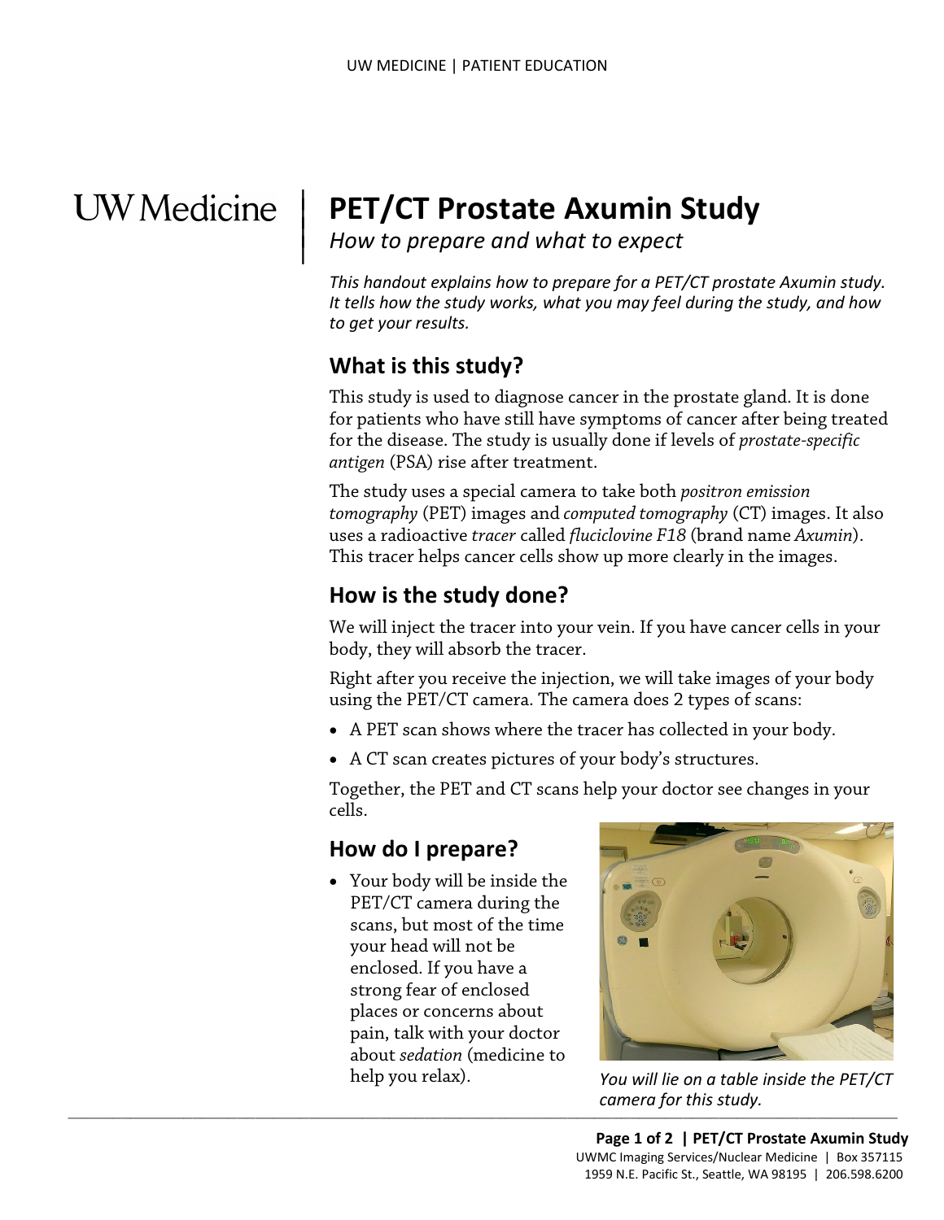UW Medicine

# PET/CT Prostate Axumin Study

*How to prepare and what to expect*

*This handout explains how to prepare for a PET/CT prostate Axumin study. It tells how the study works, what you may feel during the study, and how to get your results.*

## What is this study?

This study is used to diagnose cancer in the prostate gland. It is done for patients who have still have symptoms of cancer after being treated for the disease. The study is usually done if levels of *prostate-specific antigen* (PSA) rise after treatment.

The study uses a special camera to take both *positron emission tomography* (PET) images and *computed tomography* (CT) images. It also uses a radioactive *tracer* called *fluciclovine F18* (brand name *Axumin*). This tracer helps cancer cells show up more clearly in the images.

## How is the study done?

We will inject the tracer into your vein. If you have cancer cells in your body, they will absorb the tracer.

Right after you receive the injection, we will take images of your body using the PET/CT camera. The camera does 2 types of scans:

- A PET scan shows where the tracer has collected in your body.
- A CT scan creates pictures of your body's structures.

Together, the PET and CT scans help your doctor see changes in your cells.

## How do I prepare?

- Your body will be inside the PET/CT camera during the scans, but most of the time your head will not be enclosed. If you have a strong fear of enclosed places or concerns about pain, talk with your doctor about *sedation* (medicine to help you relax).

*You will lie on a table inside the PET/CT camera for this study.*

UWMC Imaging Services/Nuclear Medicine | Box 357115
1959 N.E. Pacific St., Seattle, WA 98195 | 206.598.6200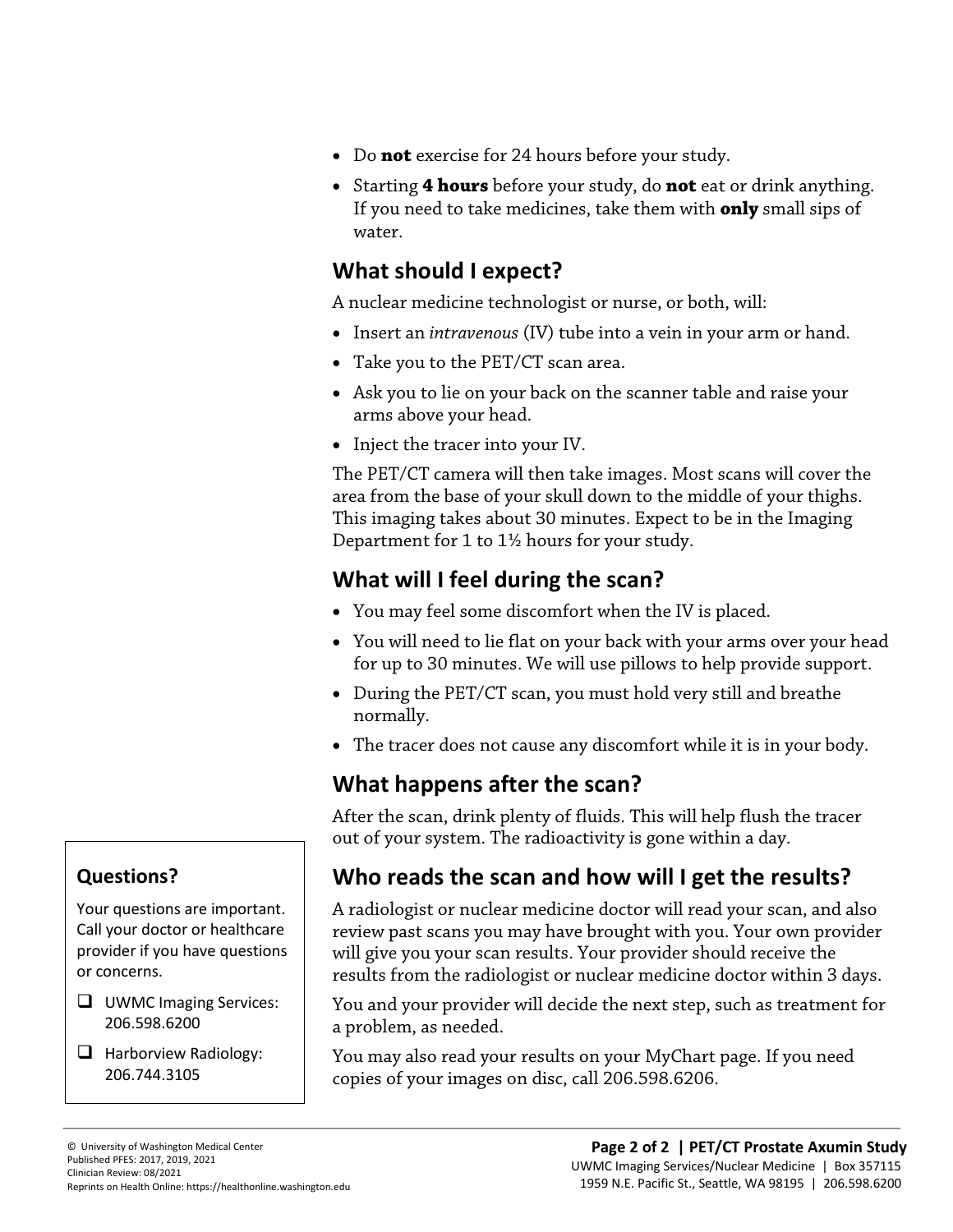- Do **not** exercise for 24 hours before your study.
- Starting **4 hours** before your study, do **not** eat or drink anything. If you need to take medicines, take them with **only** small sips of water.

## What should I expect?

A nuclear medicine technologist or nurse, or both, will:

- Insert an *intravenous* (IV) tube into a vein in your arm or hand.
- Take you to the PET/CT scan area.
- Ask you to lie on your back on the scanner table and raise your arms above your head.
- Inject the tracer into your IV.

The PET/CT camera will then take images. Most scans will cover the area from the base of your skull down to the middle of your thighs. This imaging takes about 30 minutes. Expect to be in the Imaging Department for 1 to 1½ hours for your study.

## What will I feel during the scan?

- You may feel some discomfort when the IV is placed.
- You will need to lie flat on your back with your arms over your head for up to 30 minutes. We will use pillows to help provide support.
- During the PET/CT scan, you must hold very still and breathe normally.
- The tracer does not cause any discomfort while it is in your body.

## What happens after the scan?

After the scan, drink plenty of fluids. This will help flush the tracer out of your system. The radioactivity is gone within a day.

## Who reads the scan and how will I get the results?

A radiologist or nuclear medicine doctor will read your scan, and also review past scans you may have brought with you. Your own provider will give you your scan results. Your provider should receive the results from the radiologist or nuclear medicine doctor within 3 days.

You and your provider will decide the next step, such as treatment for a problem, as needed.

You may also read your results on your MyChart page. If you need copies of your images on disc, call 206.598.6206.

### Questions?

Your questions are important. Call your doctor or healthcare provider if you have questions or concerns.

- ☐ UWMC Imaging Services: 206.598.6200
- ☐ Harborview Radiology: 206.744.3105

© University of Washington Medical Center
Published PFES: 2017, 2019, 2021
Clinician Review: 08/2021
Reprints on Health Online: https://healthonline.washington.edu

**PET/CT Prostate Axumin Study**
UWMC Imaging Services/Nuclear Medicine | Box 357115
1959 N.E. Pacific St., Seattle, WA 98195 | 206.598.6200